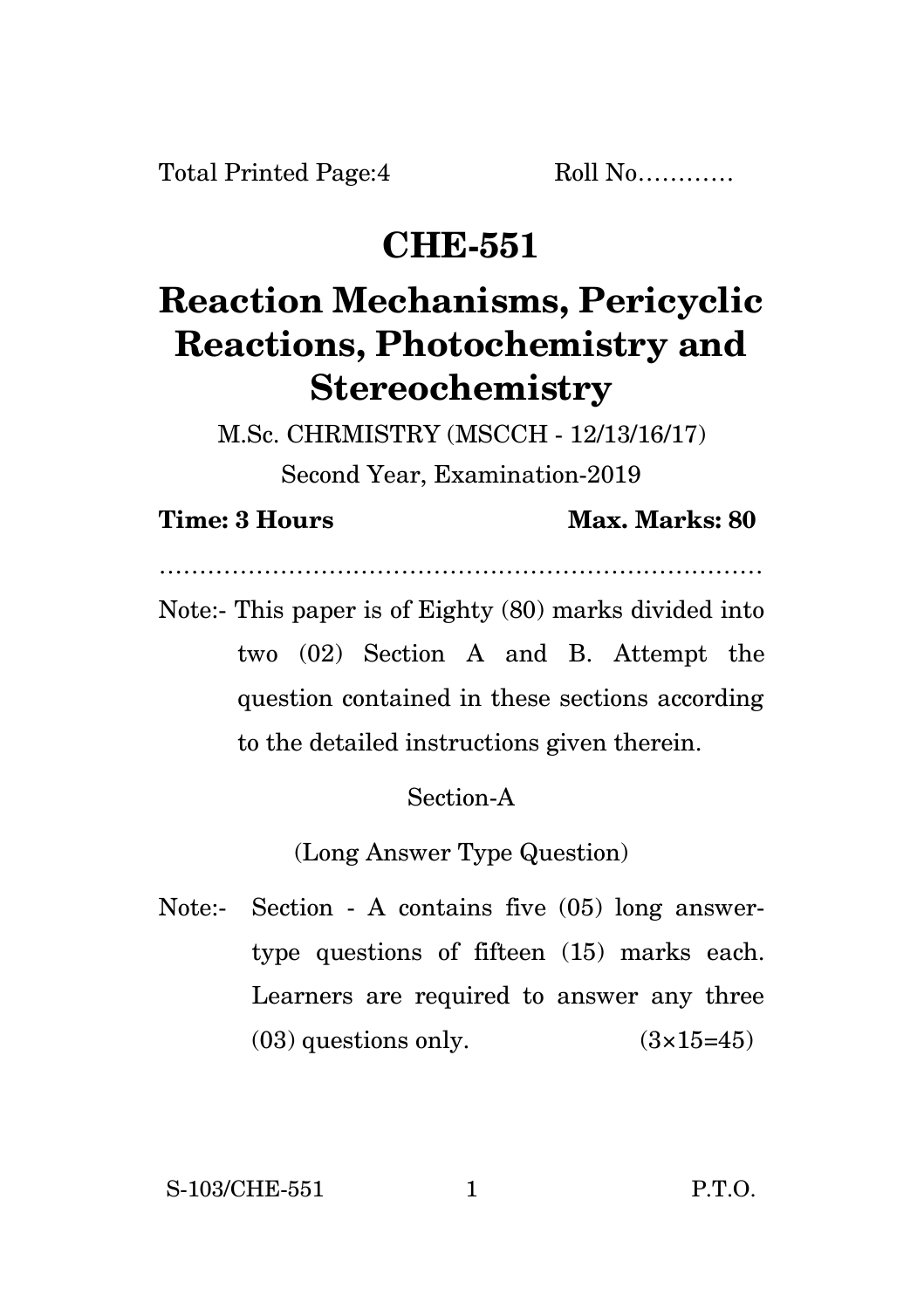Total Printed Page:4 Roll No…………

# CHE-551

# Reaction Mechanisms, Pericyclic Reactions, Photochemistry and Stereochemistry

M.Sc. CHRMISTRY (MSCCH - 12/13/16/17)

Second Year, Examination-2019

**Time: 3 Hours** **Max. Marks: 80**

…………………………………………………………………

Note:- This paper is of Eighty (80) marks divided into two (02) Section A and B. Attempt the question contained in these sections according to the detailed instructions given therein.

## Section-A

(Long Answer Type Question)

Note:- Section - A contains five (05) long answer-type questions of fifteen (15) marks each. Learners are required to answer any three (03) questions only. (3×15=45)

S-103/CHE-551 P.T.O.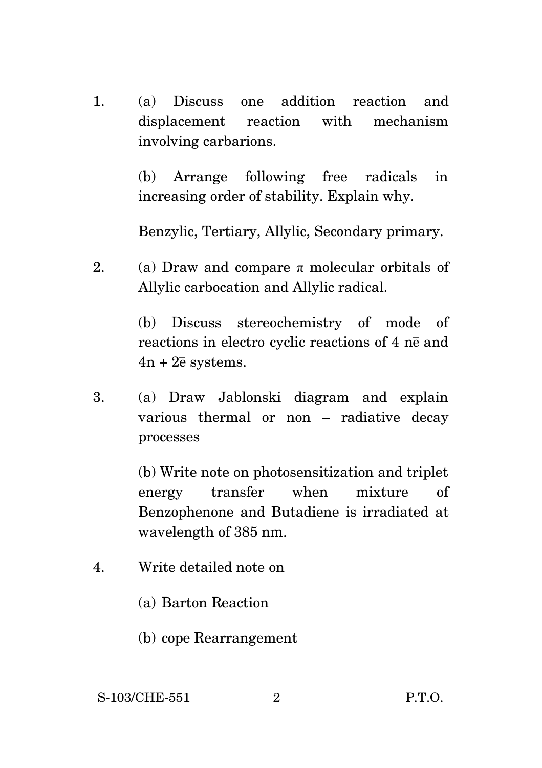1. (a) Discuss one addition reaction and displacement reaction with mechanism involving carbarions.

   (b) Arrange following free radicals in increasing order of stability. Explain why.

   Benzylic, Tertiary, Allylic, Secondary primary.

2. (a) Draw and compare $\pi$ molecular orbitals of Allylic carbocation and Allylic radical.

   (b) Discuss stereochemistry of mode of reactions in electro cyclic reactions of 4 $n\bar{e}$ and $4n + 2\bar{e}$ systems.

3. (a) Draw Jablonski diagram and explain various thermal or non – radiative decay processes

   (b) Write note on photosensitization and triplet energy transfer when mixture of Benzophenone and Butadiene is irradiated at wavelength of 385 nm.

4. Write detailed note on

   (a) Barton Reaction

   (b) cope Rearrangement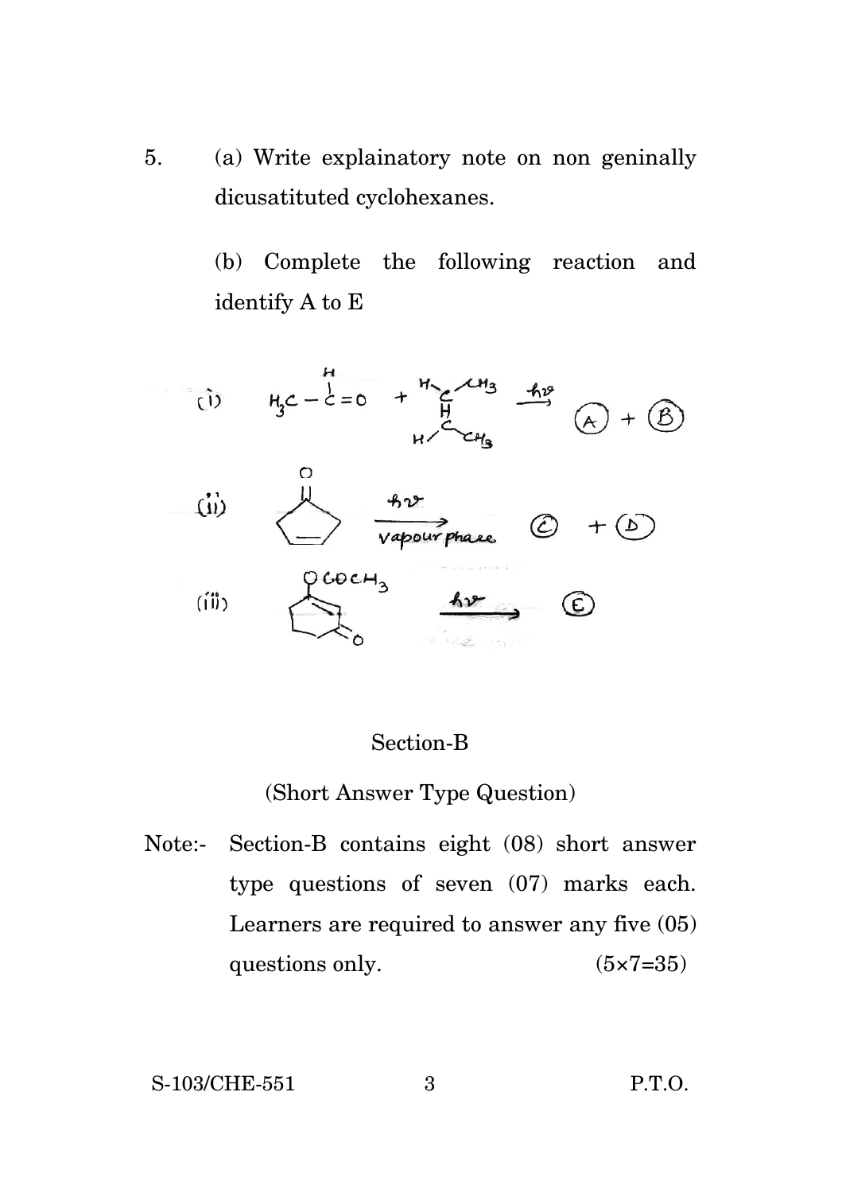5. (a) Write explainatory note on non geninally dicusatituted cyclohexanes.

(b) Complete the following reaction and identify A to E

(i) $H_3C-\overset{H}{\overset{|}{C}}=O$ + $\overset{H}{\underset{H}{}}C(CH_3)=C(CH_3)H$ $\xrightarrow{h\nu}$ (A) + (B)

(ii) Cyclopentenone $\xrightarrow[\text{vapour phase}]{h\nu}$ (C) + (D)

(iii) (Cyclic ketone with $OCOCH_3$ substituent) $\xrightarrow{h\nu}$ (E)

## Section-B

(Short Answer Type Question)

Note:- Section-B contains eight (08) short answer type questions of seven (07) marks each. Learners are required to answer any five (05) questions only. (5×7=35)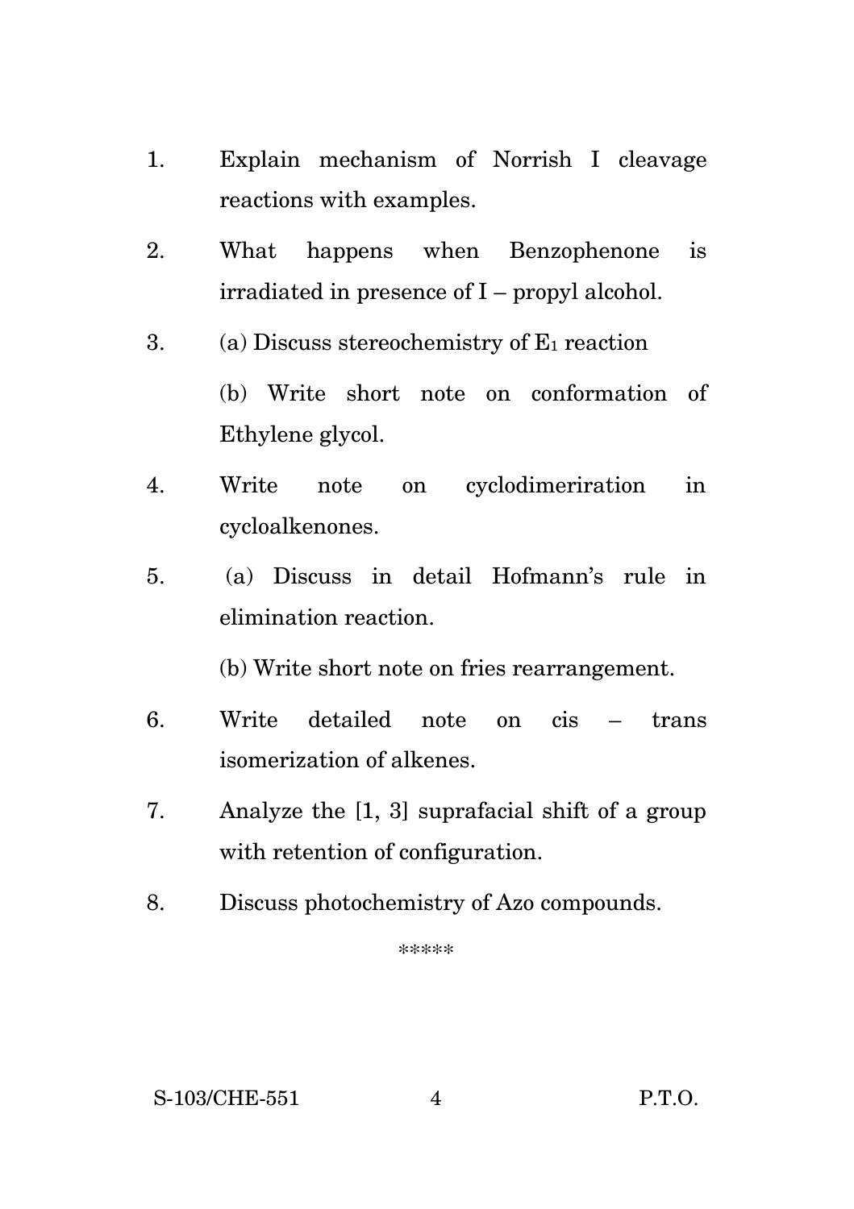1. Explain mechanism of Norrish I cleavage reactions with examples.
2. What happens when Benzophenone is irradiated in presence of I – propyl alcohol.
3. (a) Discuss stereochemistry of $E_1$ reaction

   (b) Write short note on conformation of Ethylene glycol.
4. Write note on cyclodimeriration in cycloalkenones.
5. (a) Discuss in detail Hofmann's rule in elimination reaction.

   (b) Write short note on fries rearrangement.
6. Write detailed note on cis – trans isomerization of alkenes.
7. Analyze the [1, 3] suprafacial shift of a group with retention of configuration.
8. Discuss photochemistry of Azo compounds.

*****

S-103/CHE-551 P.T.O.